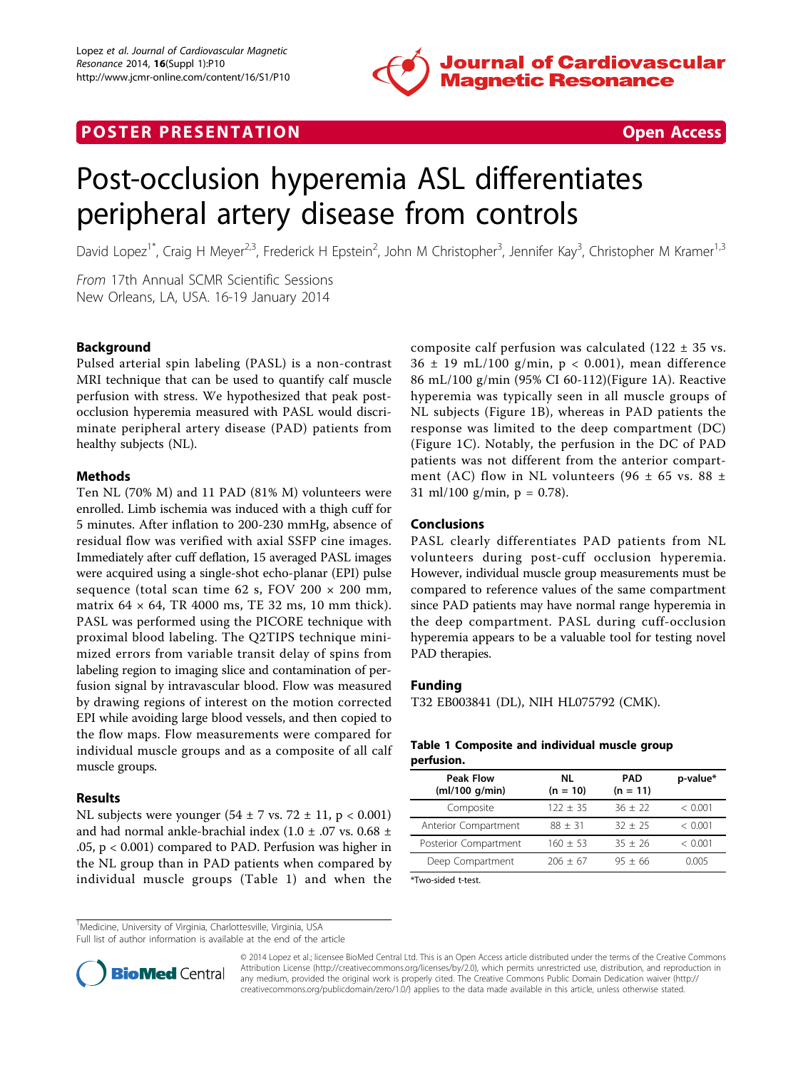POSTER PRESENTATION Open Access

# Post-occlusion hyperemia ASL differentiates peripheral artery disease from controls

David Lopez[1*], Craig H Meyer[2,3], Frederick H Epstein[2], John M Christopher[3], Jennifer Kay[3], Christopher M Kramer[1,3]

*From* 17th Annual SCMR Scientific Sessions
New Orleans, LA, USA. 16-19 January 2014

## Background

Pulsed arterial spin labeling (PASL) is a non-contrast MRI technique that can be used to quantify calf muscle perfusion with stress. We hypothesized that peak post-occlusion hyperemia measured with PASL would discriminate peripheral artery disease (PAD) patients from healthy subjects (NL).

## Methods

Ten NL (70% M) and 11 PAD (81% M) volunteers were enrolled. Limb ischemia was induced with a thigh cuff for 5 minutes. After inflation to 200-230 mmHg, absence of residual flow was verified with axial SSFP cine images. Immediately after cuff deflation, 15 averaged PASL images were acquired using a single-shot echo-planar (EPI) pulse sequence (total scan time 62 s, FOV 200 × 200 mm, matrix 64 × 64, TR 4000 ms, TE 32 ms, 10 mm thick). PASL was performed using the PICORE technique with proximal blood labeling. The Q2TIPS technique minimized errors from variable transit delay of spins from labeling region to imaging slice and contamination of perfusion signal by intravascular blood. Flow was measured by drawing regions of interest on the motion corrected EPI while avoiding large blood vessels, and then copied to the flow maps. Flow measurements were compared for individual muscle groups and as a composite of all calf muscle groups.

## Results

NL subjects were younger (54 ± 7 vs. 72 ± 11, $p < 0.001$) and had normal ankle-brachial index (1.0 ± .07 vs. 0.68 ± .05, $p < 0.001$) compared to PAD. Perfusion was higher in the NL group than in PAD patients when compared by individual muscle groups (Table 1) and when the composite calf perfusion was calculated (122 ± 35 vs. 36 ± 19 mL/100 g/min, $p < 0.001$), mean difference 86 mL/100 g/min (95% CI 60-112)(Figure 1A). Reactive hyperemia was typically seen in all muscle groups of NL subjects (Figure 1B), whereas in PAD patients the response was limited to the deep compartment (DC) (Figure 1C). Notably, the perfusion in the DC of PAD patients was not different from the anterior compartment (AC) flow in NL volunteers (96 ± 65 vs. 88 ± 31 ml/100 g/min, $p = 0.78$).

## Conclusions

PASL clearly differentiates PAD patients from NL volunteers during post-cuff occlusion hyperemia. However, individual muscle group measurements must be compared to reference values of the same compartment since PAD patients may have normal range hyperemia in the deep compartment. PASL during cuff-occlusion hyperemia appears to be a valuable tool for testing novel PAD therapies.

## Funding

T32 EB003841 (DL), NIH HL075792 (CMK).

**Table 1 Composite and individual muscle group perfusion.**

| Peak Flow (ml/100 g/min) | NL (n = 10) | PAD (n = 11) | p-value* |
|---|---|---|---|
| Composite | 122 ± 35 | 36 ± 22 | < 0.001 |
| Anterior Compartment | 88 ± 31 | 32 ± 25 | < 0.001 |
| Posterior Compartment | 160 ± 53 | 35 ± 26 | < 0.001 |
| Deep Compartment | 206 ± 67 | 95 ± 66 | 0.005 |

*Two-sided t-test.

[1]Medicine, University of Virginia, Charlottesville, Virginia, USA
Full list of author information is available at the end of the article

© 2014 Lopez et al.; licensee BioMed Central Ltd. This is an Open Access article distributed under the terms of the Creative Commons Attribution License (http://creativecommons.org/licenses/by/2.0), which permits unrestricted use, distribution, and reproduction in any medium, provided the original work is properly cited. The Creative Commons Public Domain Dedication waiver (http://creativecommons.org/publicdomain/zero/1.0/) applies to the data made available in this article, unless otherwise stated.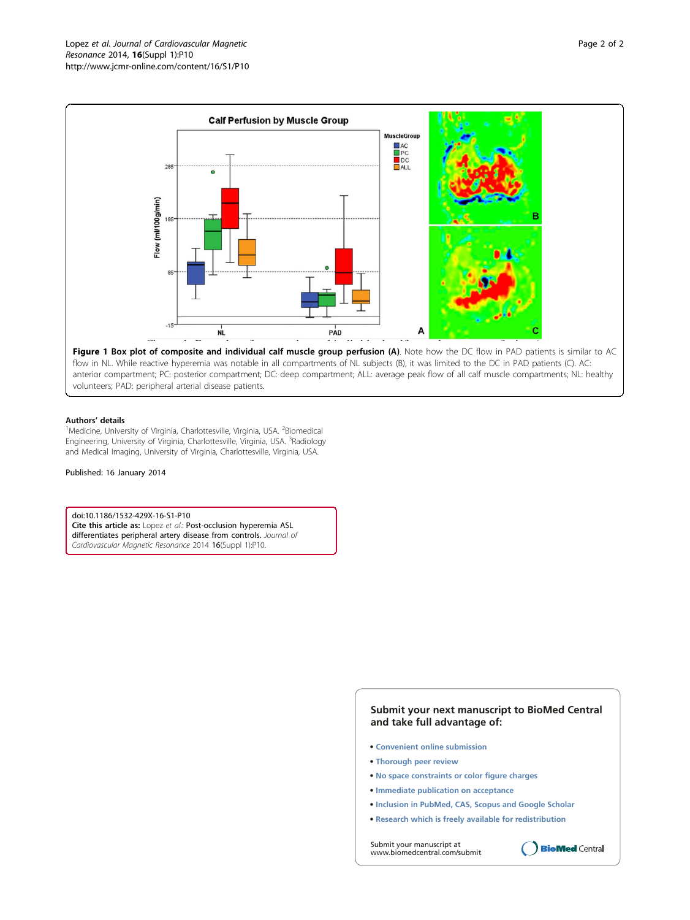Calf Perfusion by Muscle Group

MuscleGroup
AC
PC
DC
ALL

Flow (ml/100g/min)

285
185
85
-15

NL
PAD

A
B
C

**Figure 1 Box plot of composite and individual calf muscle group perfusion (A)**. Note how the DC flow in PAD patients is similar to AC flow in NL. While reactive hyperemia was notable in all compartments of NL subjects (B), it was limited to the DC in PAD patients (C). AC: anterior compartment; PC: posterior compartment; DC: deep compartment; ALL: average peak flow of all calf muscle compartments; NL: healthy volunteers; PAD: peripheral arterial disease patients.

#### Authors' details

[1]Medicine, University of Virginia, Charlottesville, Virginia, USA. [2]Biomedical Engineering, University of Virginia, Charlottesville, Virginia, USA. [3]Radiology and Medical Imaging, University of Virginia, Charlottesville, Virginia, USA.

Published: 16 January 2014

doi:10.1186/1532-429X-16-S1-P10
**Cite this article as:** Lopez *et al.*: Post-occlusion hyperemia ASL differentiates peripheral artery disease from controls. *Journal of Cardiovascular Magnetic Resonance* 2014 **16**(Suppl 1):P10.

**Submit your next manuscript to BioMed Central and take full advantage of:**

- Convenient online submission
- Thorough peer review
- No space constraints or color figure charges
- Immediate publication on acceptance
- Inclusion in PubMed, CAS, Scopus and Google Scholar
- Research which is freely available for redistribution

Submit your manuscript at
www.biomedcentral.com/submit